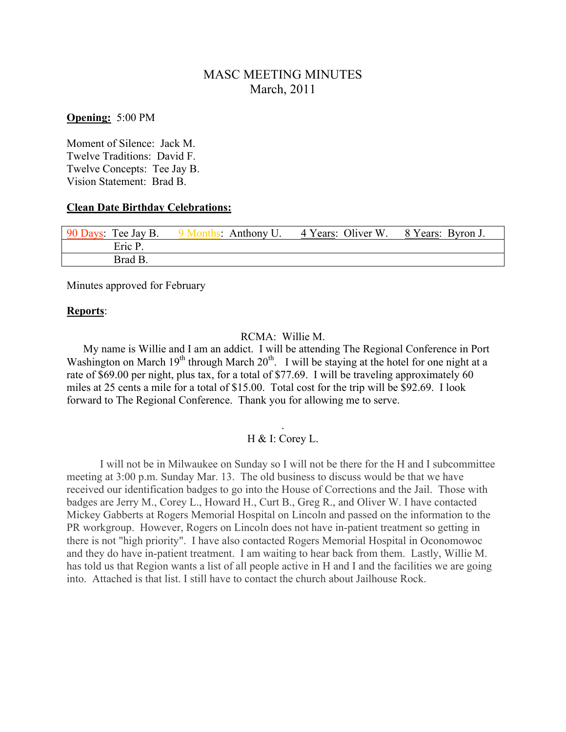# MASC MEETING MINUTES
## March, 2011

**Opening:** 5:00 PM

Moment of Silence: Jack M.
Twelve Traditions: David F.
Twelve Concepts: Tee Jay B.
Vision Statement: Brad B.

**Clean Date Birthday Celebrations:**

| 90 Days: Tee Jay B. | 9 Months: Anthony U. | 4 Years: Oliver W. | 8 Years: Byron J. |
|---|---|---|---|
| Eric P. | | | |
| Brad B. | | | |

Minutes approved for February

**Reports**:

RCMA: Willie M.

My name is Willie and I am an addict. I will be attending The Regional Conference in Port Washington on March 19th through March 20th. I will be staying at the hotel for one night at a rate of $69.00 per night, plus tax, for a total of $77.69. I will be traveling approximately 60 miles at 25 cents a mile for a total of $15.00. Total cost for the trip will be $92.69. I look forward to The Regional Conference. Thank you for allowing me to serve.

H & I: Corey L.

I will not be in Milwaukee on Sunday so I will not be there for the H and I subcommittee meeting at 3:00 p.m. Sunday Mar. 13. The old business to discuss would be that we have received our identification badges to go into the House of Corrections and the Jail. Those with badges are Jerry M., Corey L., Howard H., Curt B., Greg R., and Oliver W. I have contacted Mickey Gabberts at Rogers Memorial Hospital on Lincoln and passed on the information to the PR workgroup. However, Rogers on Lincoln does not have in-patient treatment so getting in there is not "high priority". I have also contacted Rogers Memorial Hospital in Oconomowoc and they do have in-patient treatment. I am waiting to hear back from them. Lastly, Willie M. has told us that Region wants a list of all people active in H and I and the facilities we are going into. Attached is that list. I still have to contact the church about Jailhouse Rock.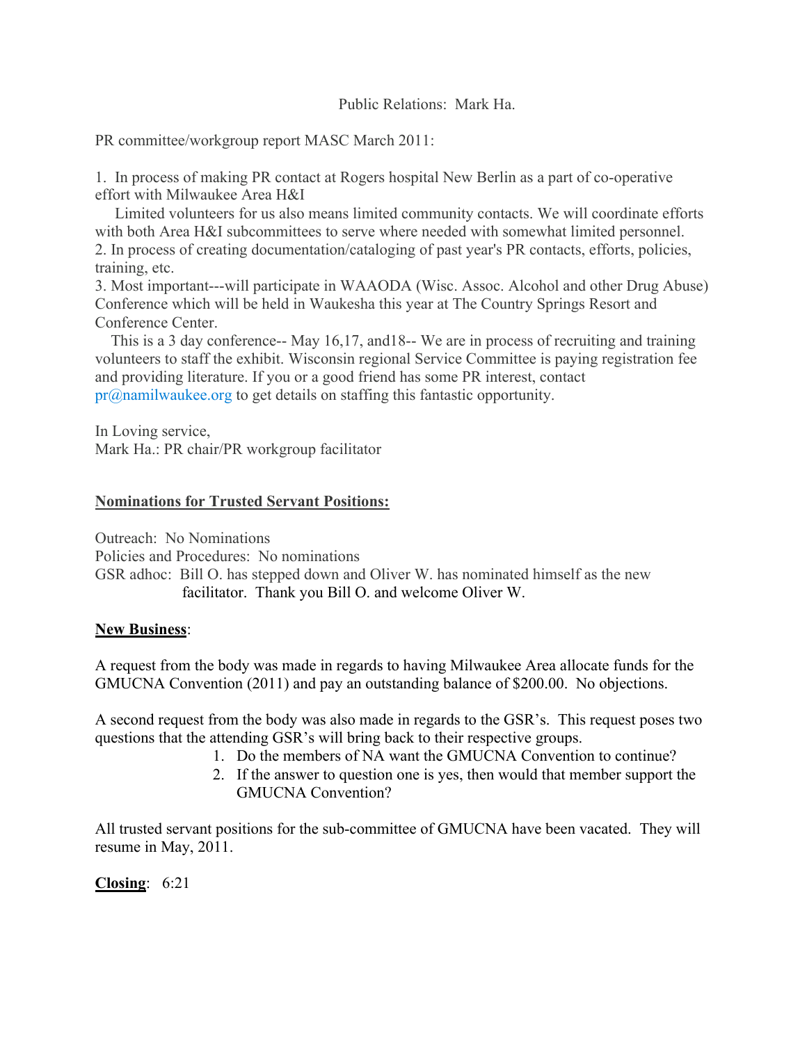Public Relations: Mark Ha.

PR committee/workgroup report MASC March 2011:

1. In process of making PR contact at Rogers hospital New Berlin as a part of co-operative effort with Milwaukee Area H&I

Limited volunteers for us also means limited community contacts. We will coordinate efforts with both Area H&I subcommittees to serve where needed with somewhat limited personnel.

2. In process of creating documentation/cataloging of past year's PR contacts, efforts, policies, training, etc.

3. Most important---will participate in WAAODA (Wisc. Assoc. Alcohol and other Drug Abuse) Conference which will be held in Waukesha this year at The Country Springs Resort and Conference Center.

This is a 3 day conference-- May 16,17, and18-- We are in process of recruiting and training volunteers to staff the exhibit. Wisconsin regional Service Committee is paying registration fee and providing literature. If you or a good friend has some PR interest, contact pr@namilwaukee.org to get details on staffing this fantastic opportunity.

In Loving service,
Mark Ha.: PR chair/PR workgroup facilitator

**Nominations for Trusted Servant Positions:**

Outreach: No Nominations
Policies and Procedures: No nominations
GSR adhoc: Bill O. has stepped down and Oliver W. has nominated himself as the new facilitator. Thank you Bill O. and welcome Oliver W.

**New Business**:

A request from the body was made in regards to having Milwaukee Area allocate funds for the GMUCNA Convention (2011) and pay an outstanding balance of $200.00. No objections.

A second request from the body was also made in regards to the GSR's. This request poses two questions that the attending GSR's will bring back to their respective groups.

1. Do the members of NA want the GMUCNA Convention to continue?
2. If the answer to question one is yes, then would that member support the GMUCNA Convention?

All trusted servant positions for the sub-committee of GMUCNA have been vacated. They will resume in May, 2011.

**Closing**: 6:21